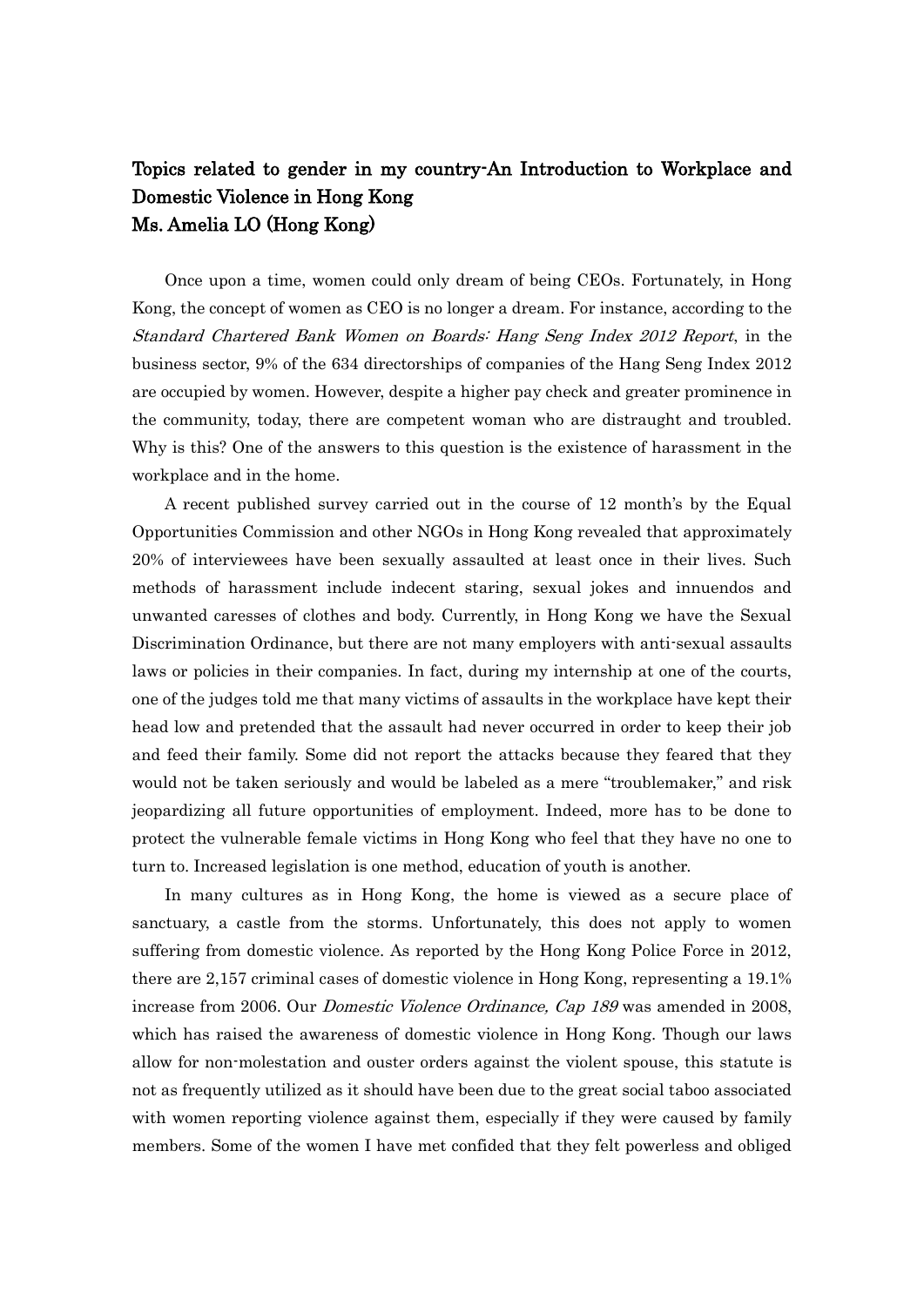## Topics related to gender in my country-An Introduction to Workplace and Domestic Violence in Hong Kong

**Ms. Amelia LO (Hong Kong)**

Once upon a time, women could only dream of being CEOs. Fortunately, in Hong Kong, the concept of women as CEO is no longer a dream. For instance, according to the *Standard Chartered Bank Women on Boards: Hang Seng Index 2012 Report*, in the business sector, 9% of the 634 directorships of companies of the Hang Seng Index 2012 are occupied by women. However, despite a higher pay check and greater prominence in the community, today, there are competent woman who are distraught and troubled. Why is this? One of the answers to this question is the existence of harassment in the workplace and in the home.

A recent published survey carried out in the course of 12 month's by the Equal Opportunities Commission and other NGOs in Hong Kong revealed that approximately 20% of interviewees have been sexually assaulted at least once in their lives. Such methods of harassment include indecent staring, sexual jokes and innuendos and unwanted caresses of clothes and body. Currently, in Hong Kong we have the Sexual Discrimination Ordinance, but there are not many employers with anti-sexual assaults laws or policies in their companies. In fact, during my internship at one of the courts, one of the judges told me that many victims of assaults in the workplace have kept their head low and pretended that the assault had never occurred in order to keep their job and feed their family. Some did not report the attacks because they feared that they would not be taken seriously and would be labeled as a mere "troublemaker," and risk jeopardizing all future opportunities of employment. Indeed, more has to be done to protect the vulnerable female victims in Hong Kong who feel that they have no one to turn to. Increased legislation is one method, education of youth is another.

In many cultures as in Hong Kong, the home is viewed as a secure place of sanctuary, a castle from the storms. Unfortunately, this does not apply to women suffering from domestic violence. As reported by the Hong Kong Police Force in 2012, there are 2,157 criminal cases of domestic violence in Hong Kong, representing a 19.1% increase from 2006. Our *Domestic Violence Ordinance, Cap 189* was amended in 2008, which has raised the awareness of domestic violence in Hong Kong. Though our laws allow for non-molestation and ouster orders against the violent spouse, this statute is not as frequently utilized as it should have been due to the great social taboo associated with women reporting violence against them, especially if they were caused by family members. Some of the women I have met confided that they felt powerless and obliged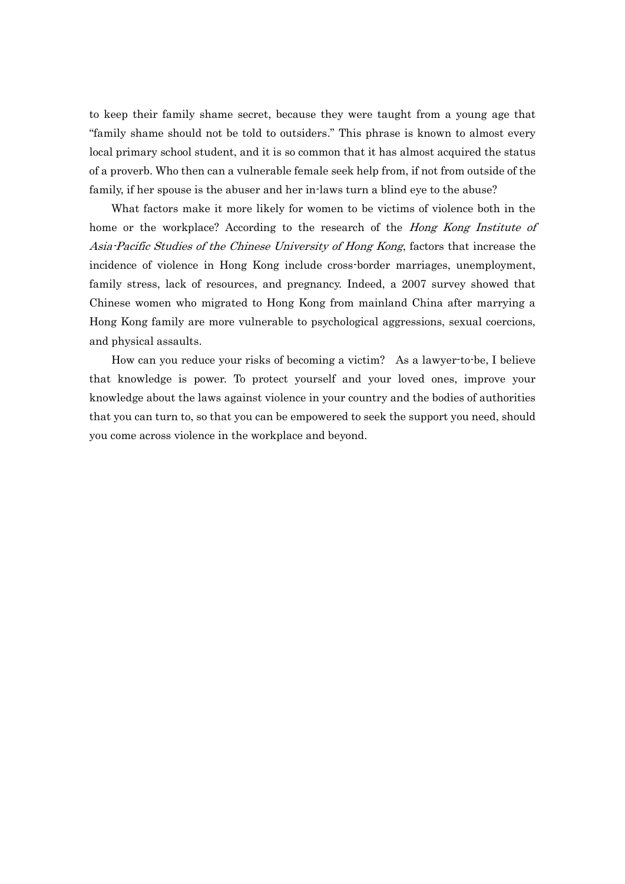to keep their family shame secret, because they were taught from a young age that "family shame should not be told to outsiders." This phrase is known to almost every local primary school student, and it is so common that it has almost acquired the status of a proverb. Who then can a vulnerable female seek help from, if not from outside of the family, if her spouse is the abuser and her in-laws turn a blind eye to the abuse?

What factors make it more likely for women to be victims of violence both in the home or the workplace? According to the research of the *Hong Kong Institute of Asia-Pacific Studies of the Chinese University of Hong Kong*, factors that increase the incidence of violence in Hong Kong include cross-border marriages, unemployment, family stress, lack of resources, and pregnancy. Indeed, a 2007 survey showed that Chinese women who migrated to Hong Kong from mainland China after marrying a Hong Kong family are more vulnerable to psychological aggressions, sexual coercions, and physical assaults.

How can you reduce your risks of becoming a victim? As a lawyer-to-be, I believe that knowledge is power. To protect yourself and your loved ones, improve your knowledge about the laws against violence in your country and the bodies of authorities that you can turn to, so that you can be empowered to seek the support you need, should you come across violence in the workplace and beyond.